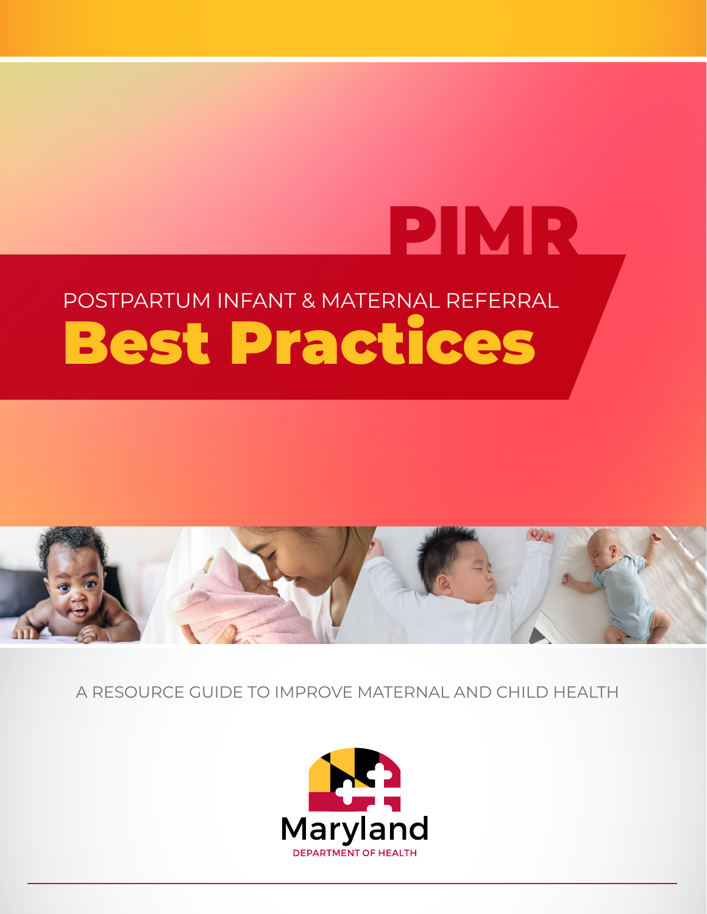# PIMR

POSTPARTUM INFANT & MATERNAL REFERRAL

# Best Practices

A RESOURCE GUIDE TO IMPROVE MATERNAL AND CHILD HEALTH

Maryland
DEPARTMENT OF HEALTH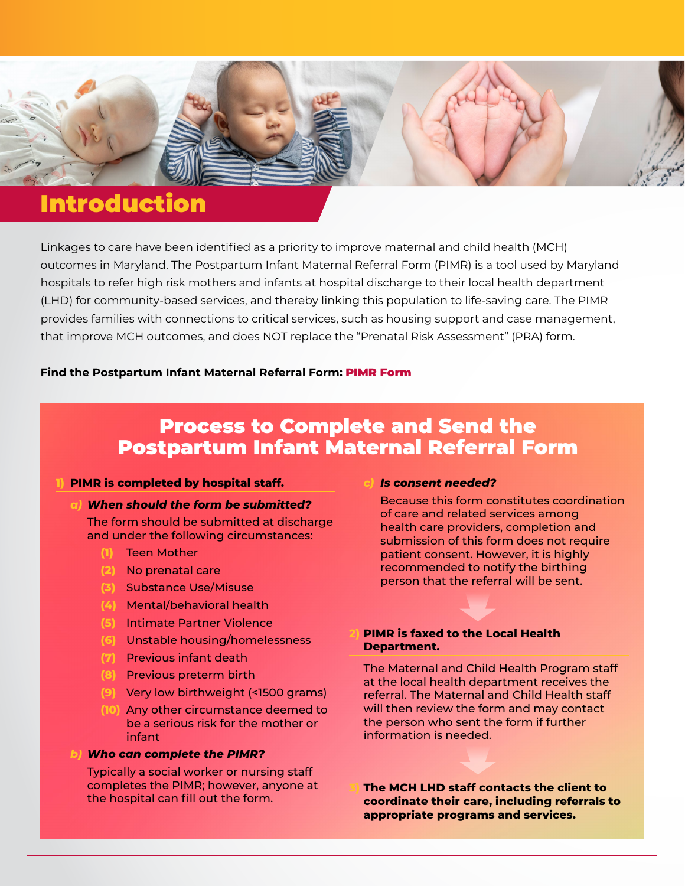# Introduction

Linkages to care have been identified as a priority to improve maternal and child health (MCH) outcomes in Maryland. The Postpartum Infant Maternal Referral Form (PIMR) is a tool used by Maryland hospitals to refer high risk mothers and infants at hospital discharge to their local health department (LHD) for community-based services, and thereby linking this population to life-saving care. The PIMR provides families with connections to critical services, such as housing support and case management, that improve MCH outcomes, and does NOT replace the "Prenatal Risk Assessment" (PRA) form.

**Find the Postpartum Infant Maternal Referral Form: PIMR Form**

## Process to Complete and Send the Postpartum Infant Maternal Referral Form

**1) PIMR is completed by hospital staff.**

***a) When should the form be submitted?***

The form should be submitted at discharge and under the following circumstances:

(1) Teen Mother
(2) No prenatal care
(3) Substance Use/Misuse
(4) Mental/behavioral health
(5) Intimate Partner Violence
(6) Unstable housing/homelessness
(7) Previous infant death
(8) Previous preterm birth
(9) Very low birthweight (<1500 grams)
(10) Any other circumstance deemed to be a serious risk for the mother or infant

***b) Who can complete the PIMR?***

Typically a social worker or nursing staff completes the PIMR; however, anyone at the hospital can fill out the form.

***c) Is consent needed?***

Because this form constitutes coordination of care and related services among health care providers, completion and submission of this form does not require patient consent. However, it is highly recommended to notify the birthing person that the referral will be sent.

**2) PIMR is faxed to the Local Health Department.**

The Maternal and Child Health Program staff at the local health department receives the referral. The Maternal and Child Health staff will then review the form and may contact the person who sent the form if further information is needed.

**3) The MCH LHD staff contacts the client to coordinate their care, including referrals to appropriate programs and services.**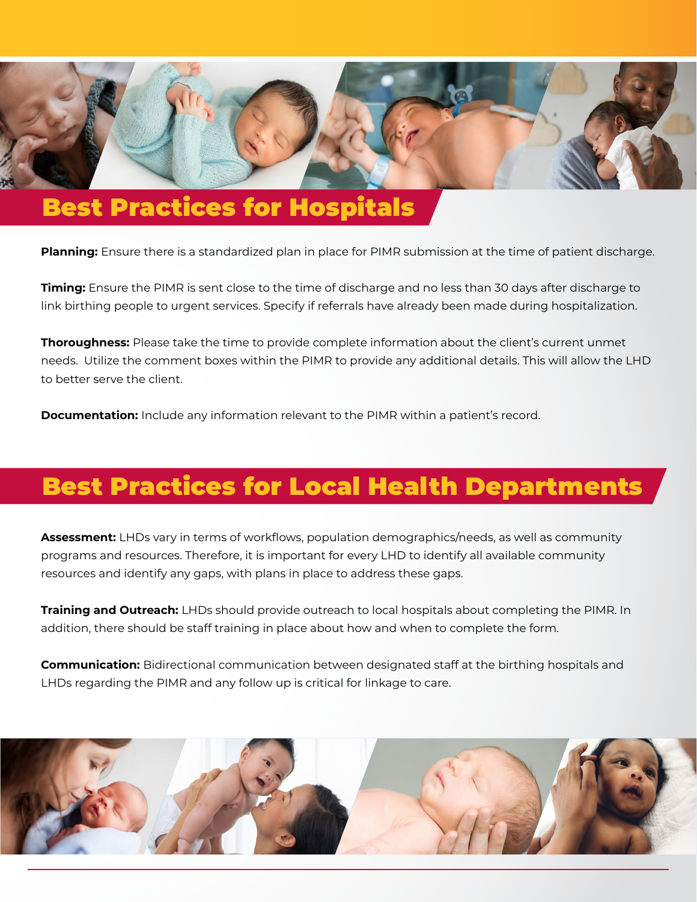## Best Practices for Hospitals

**Planning:** Ensure there is a standardized plan in place for PIMR submission at the time of patient discharge.

**Timing:** Ensure the PIMR is sent close to the time of discharge and no less than 30 days after discharge to link birthing people to urgent services. Specify if referrals have already been made during hospitalization.

**Thoroughness:** Please take the time to provide complete information about the client's current unmet needs. Utilize the comment boxes within the PIMR to provide any additional details. This will allow the LHD to better serve the client.

**Documentation:** Include any information relevant to the PIMR within a patient's record.

## Best Practices for Local Health Departments

**Assessment:** LHDs vary in terms of workflows, population demographics/needs, as well as community programs and resources. Therefore, it is important for every LHD to identify all available community resources and identify any gaps, with plans in place to address these gaps.

**Training and Outreach:** LHDs should provide outreach to local hospitals about completing the PIMR. In addition, there should be staff training in place about how and when to complete the form.

**Communication:** Bidirectional communication between designated staff at the birthing hospitals and LHDs regarding the PIMR and any follow up is critical for linkage to care.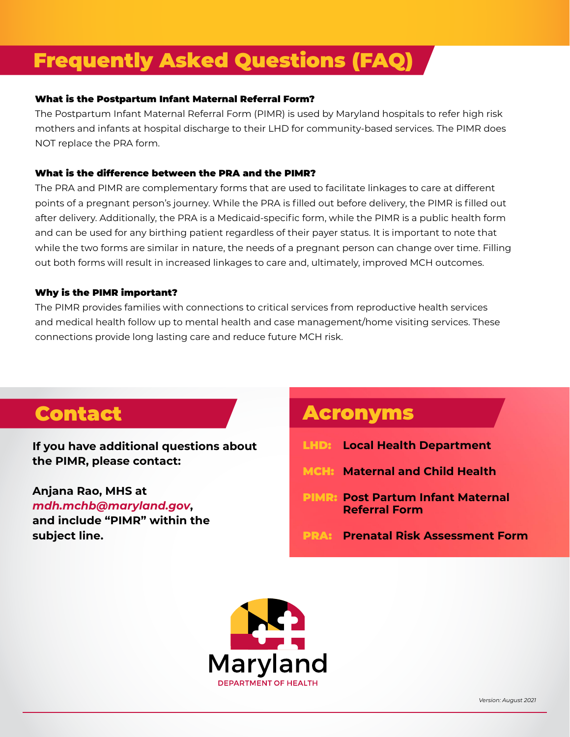# Frequently Asked Questions (FAQ)

**What is the Postpartum Infant Maternal Referral Form?**

The Postpartum Infant Maternal Referral Form (PIMR) is used by Maryland hospitals to refer high risk mothers and infants at hospital discharge to their LHD for community-based services. The PIMR does NOT replace the PRA form.

**What is the difference between the PRA and the PIMR?**

The PRA and PIMR are complementary forms that are used to facilitate linkages to care at different points of a pregnant person's journey. While the PRA is filled out before delivery, the PIMR is filled out after delivery. Additionally, the PRA is a Medicaid-specific form, while the PIMR is a public health form and can be used for any birthing patient regardless of their payer status. It is important to note that while the two forms are similar in nature, the needs of a pregnant person can change over time. Filling out both forms will result in increased linkages to care and, ultimately, improved MCH outcomes.

**Why is the PIMR important?**

The PIMR provides families with connections to critical services from reproductive health services and medical health follow up to mental health and case management/home visiting services. These connections provide long lasting care and reduce future MCH risk.

## Contact

**If you have additional questions about the PIMR, please contact:**

**Anjana Rao, MHS at *mdh.mchb@maryland.gov*, and include "PIMR" within the subject line.**

## Acronyms

**LHD:** Local Health Department

**MCH:** Maternal and Child Health

**PIMR:** Post Partum Infant Maternal Referral Form

**PRA:** Prenatal Risk Assessment Form

Maryland
DEPARTMENT OF HEALTH

*Version: August 2021*